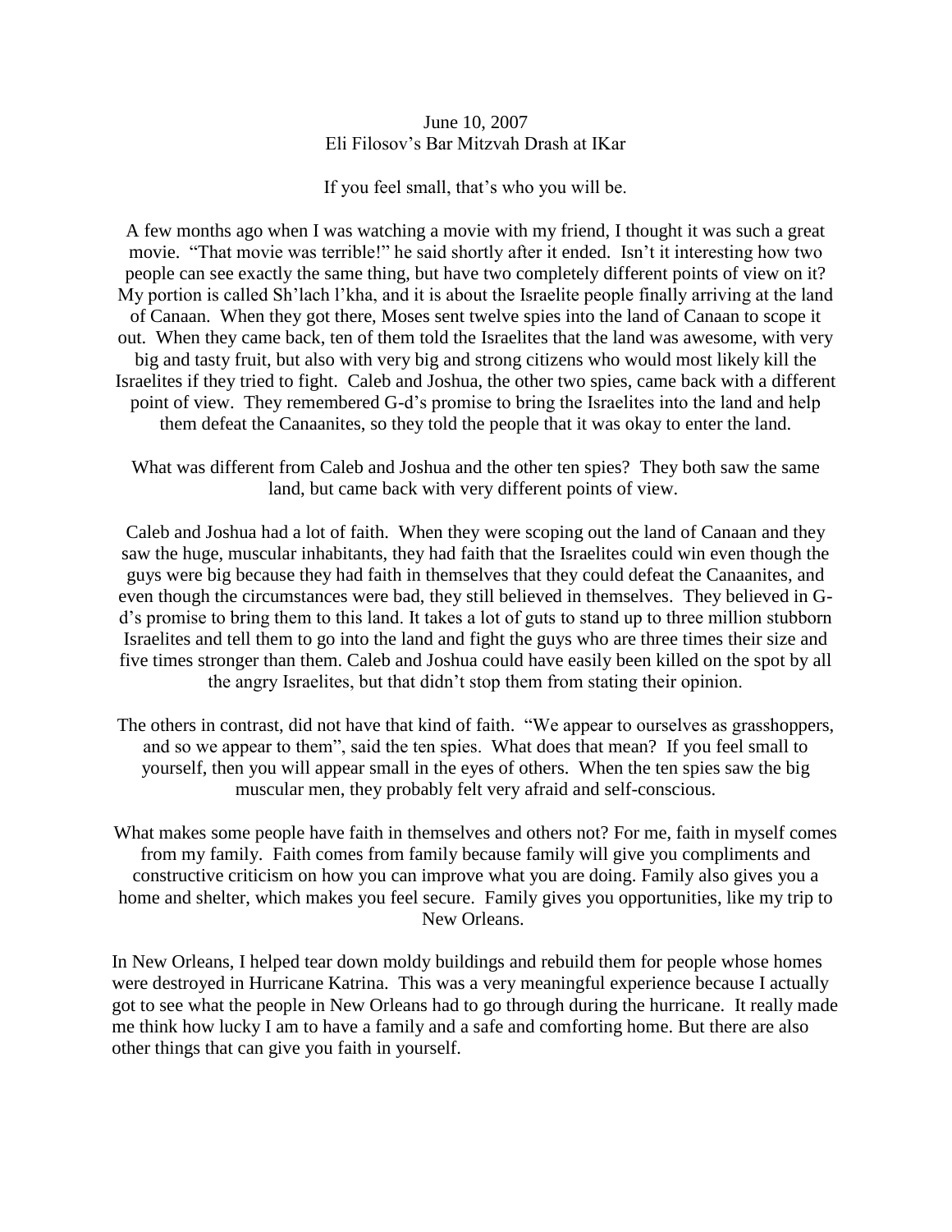June 10, 2007
Eli Filosov's Bar Mitzvah Drash at IKar

If you feel small, that's who you will be.

A few months ago when I was watching a movie with my friend, I thought it was such a great movie. "That movie was terrible!" he said shortly after it ended. Isn't it interesting how two people can see exactly the same thing, but have two completely different points of view on it? My portion is called Sh'lach l'kha, and it is about the Israelite people finally arriving at the land of Canaan. When they got there, Moses sent twelve spies into the land of Canaan to scope it out. When they came back, ten of them told the Israelites that the land was awesome, with very big and tasty fruit, but also with very big and strong citizens who would most likely kill the Israelites if they tried to fight. Caleb and Joshua, the other two spies, came back with a different point of view. They remembered G-d's promise to bring the Israelites into the land and help them defeat the Canaanites, so they told the people that it was okay to enter the land.

What was different from Caleb and Joshua and the other ten spies? They both saw the same land, but came back with very different points of view.

Caleb and Joshua had a lot of faith. When they were scoping out the land of Canaan and they saw the huge, muscular inhabitants, they had faith that the Israelites could win even though the guys were big because they had faith in themselves that they could defeat the Canaanites, and even though the circumstances were bad, they still believed in themselves. They believed in G-d's promise to bring them to this land. It takes a lot of guts to stand up to three million stubborn Israelites and tell them to go into the land and fight the guys who are three times their size and five times stronger than them. Caleb and Joshua could have easily been killed on the spot by all the angry Israelites, but that didn't stop them from stating their opinion.

The others in contrast, did not have that kind of faith. "We appear to ourselves as grasshoppers, and so we appear to them", said the ten spies. What does that mean? If you feel small to yourself, then you will appear small in the eyes of others. When the ten spies saw the big muscular men, they probably felt very afraid and self-conscious.

What makes some people have faith in themselves and others not? For me, faith in myself comes from my family. Faith comes from family because family will give you compliments and constructive criticism on how you can improve what you are doing. Family also gives you a home and shelter, which makes you feel secure. Family gives you opportunities, like my trip to New Orleans.

In New Orleans, I helped tear down moldy buildings and rebuild them for people whose homes were destroyed in Hurricane Katrina. This was a very meaningful experience because I actually got to see what the people in New Orleans had to go through during the hurricane. It really made me think how lucky I am to have a family and a safe and comforting home. But there are also other things that can give you faith in yourself.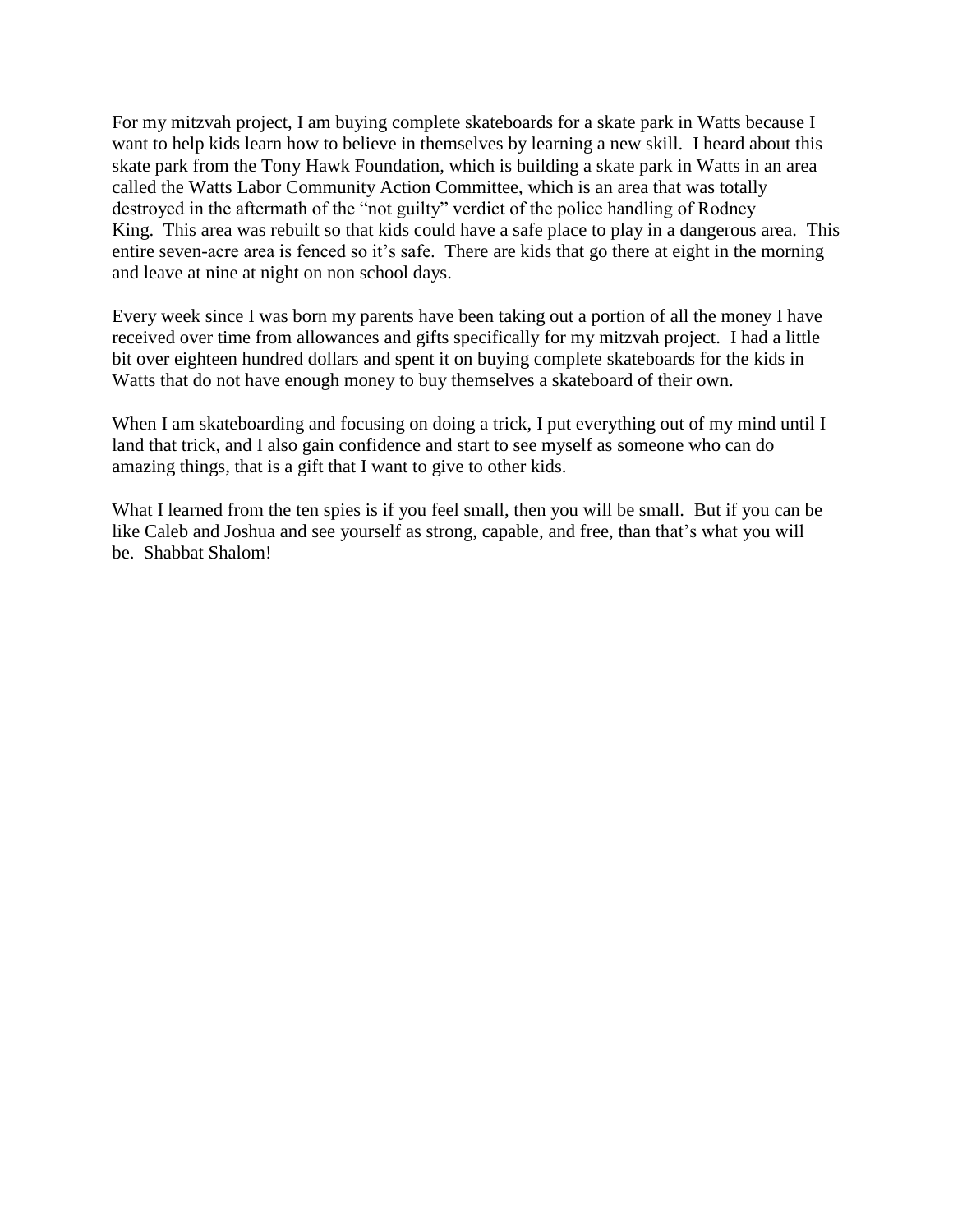For my mitzvah project, I am buying complete skateboards for a skate park in Watts because I want to help kids learn how to believe in themselves by learning a new skill. I heard about this skate park from the Tony Hawk Foundation, which is building a skate park in Watts in an area called the Watts Labor Community Action Committee, which is an area that was totally destroyed in the aftermath of the "not guilty" verdict of the police handling of Rodney King. This area was rebuilt so that kids could have a safe place to play in a dangerous area. This entire seven-acre area is fenced so it's safe. There are kids that go there at eight in the morning and leave at nine at night on non school days.

Every week since I was born my parents have been taking out a portion of all the money I have received over time from allowances and gifts specifically for my mitzvah project. I had a little bit over eighteen hundred dollars and spent it on buying complete skateboards for the kids in Watts that do not have enough money to buy themselves a skateboard of their own.

When I am skateboarding and focusing on doing a trick, I put everything out of my mind until I land that trick, and I also gain confidence and start to see myself as someone who can do amazing things, that is a gift that I want to give to other kids.

What I learned from the ten spies is if you feel small, then you will be small. But if you can be like Caleb and Joshua and see yourself as strong, capable, and free, than that's what you will be. Shabbat Shalom!